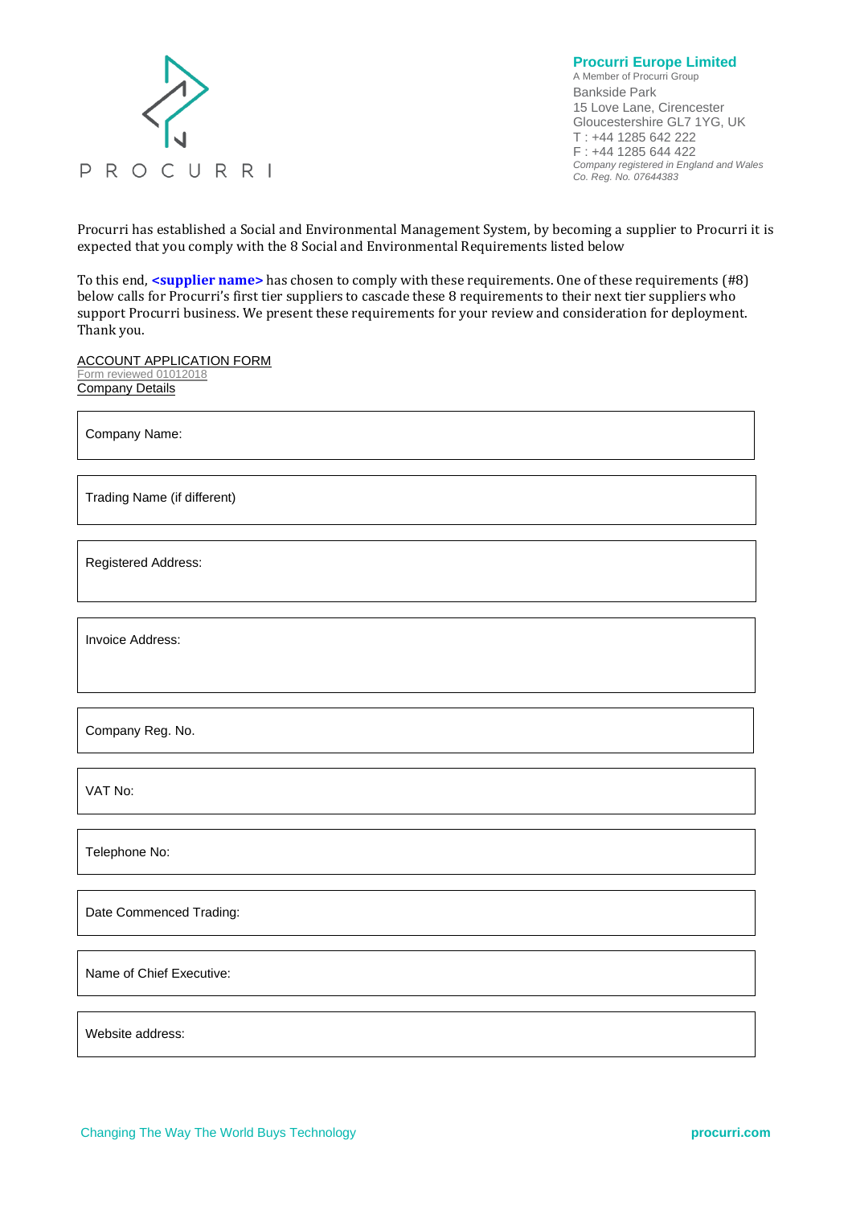PROCURRI

**Procurri Europe Limited**
A Member of Procurri Group
Bankside Park
15 Love Lane, Cirencester
Gloucestershire GL7 1YG, UK
T : +44 1285 642 222
F : +44 1285 644 422
*Company registered in England and Wales*
*Co. Reg. No. 07644383*

Procurri has established a Social and Environmental Management System, by becoming a supplier to Procurri it is expected that you comply with the 8 Social and Environmental Requirements listed below

To this end, **<supplier name>** has chosen to comply with these requirements. One of these requirements (#8) below calls for Procurri's first tier suppliers to cascade these 8 requirements to their next tier suppliers who support Procurri business. We present these requirements for your review and consideration for deployment. Thank you.

ACCOUNT APPLICATION FORM
Form reviewed 01012018
Company Details

| Company Name: |
|---|

| Trading Name (if different) |
|---|

| Registered Address: |
|---|

| Invoice Address: |
|---|

| Company Reg. No. |
|---|

| VAT No: |
|---|

| Telephone No: |
|---|

| Date Commenced Trading: |
|---|

| Name of Chief Executive: |
|---|

| Website address: |
|---|

Changing The Way The World Buys Technology

procurri.com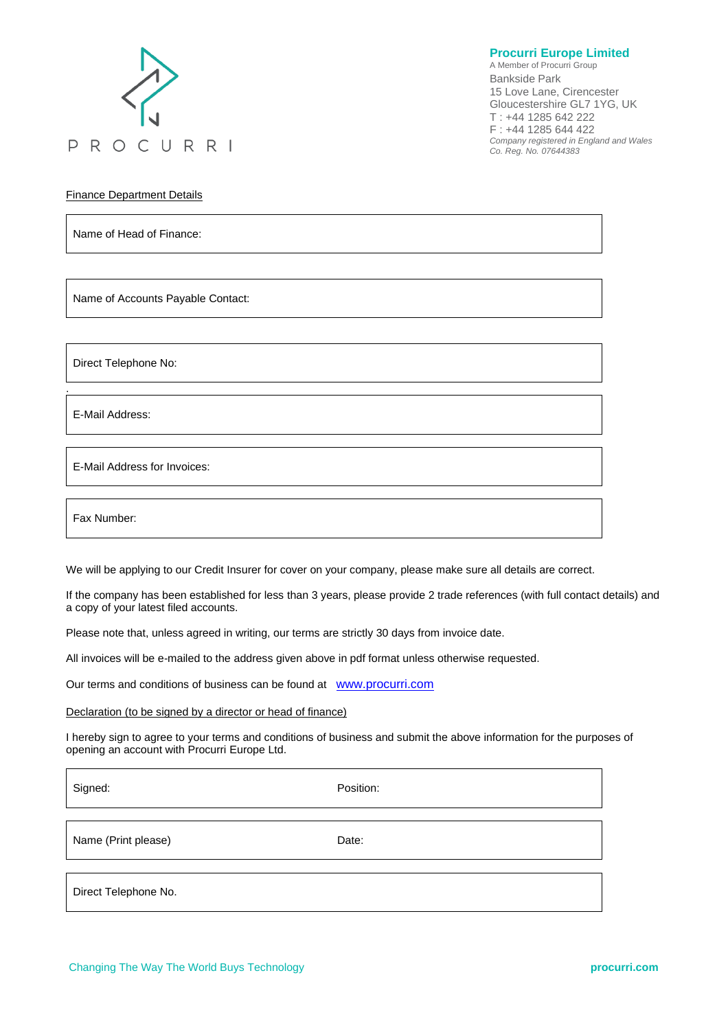**PROCURRI**

**Procurri Europe Limited**
A Member of Procurri Group
Bankside Park
15 Love Lane, Cirencester
Gloucestershire GL7 1YG, UK
T : +44 1285 642 222
F : +44 1285 644 422
*Company registered in England and Wales*
*Co. Reg. No. 07644383*

Finance Department Details

| Name of Head of Finance: |
|---|

| Name of Accounts Payable Contact: |
|---|

| Direct Telephone No: |
|---|

| E-Mail Address: |
|---|

| E-Mail Address for Invoices: |
|---|

| Fax Number: |
|---|

We will be applying to our Credit Insurer for cover on your company, please make sure all details are correct.

If the company has been established for less than 3 years, please provide 2 trade references (with full contact details) and a copy of your latest filed accounts.

Please note that, unless agreed in writing, our terms are strictly 30 days from invoice date.

All invoices will be e-mailed to the address given above in pdf format unless otherwise requested.

Our terms and conditions of business can be found at [www.procurri.com](http://www.procurri.com)

Declaration (to be signed by a director or head of finance)

I hereby sign to agree to your terms and conditions of business and submit the above information for the purposes of opening an account with Procurri Europe Ltd.

| Signed: | Position: |
|---|---|

| Name (Print please) | Date: |
|---|---|

| Direct Telephone No. |
|---|

Changing The Way The World Buys Technology

**procurri.com**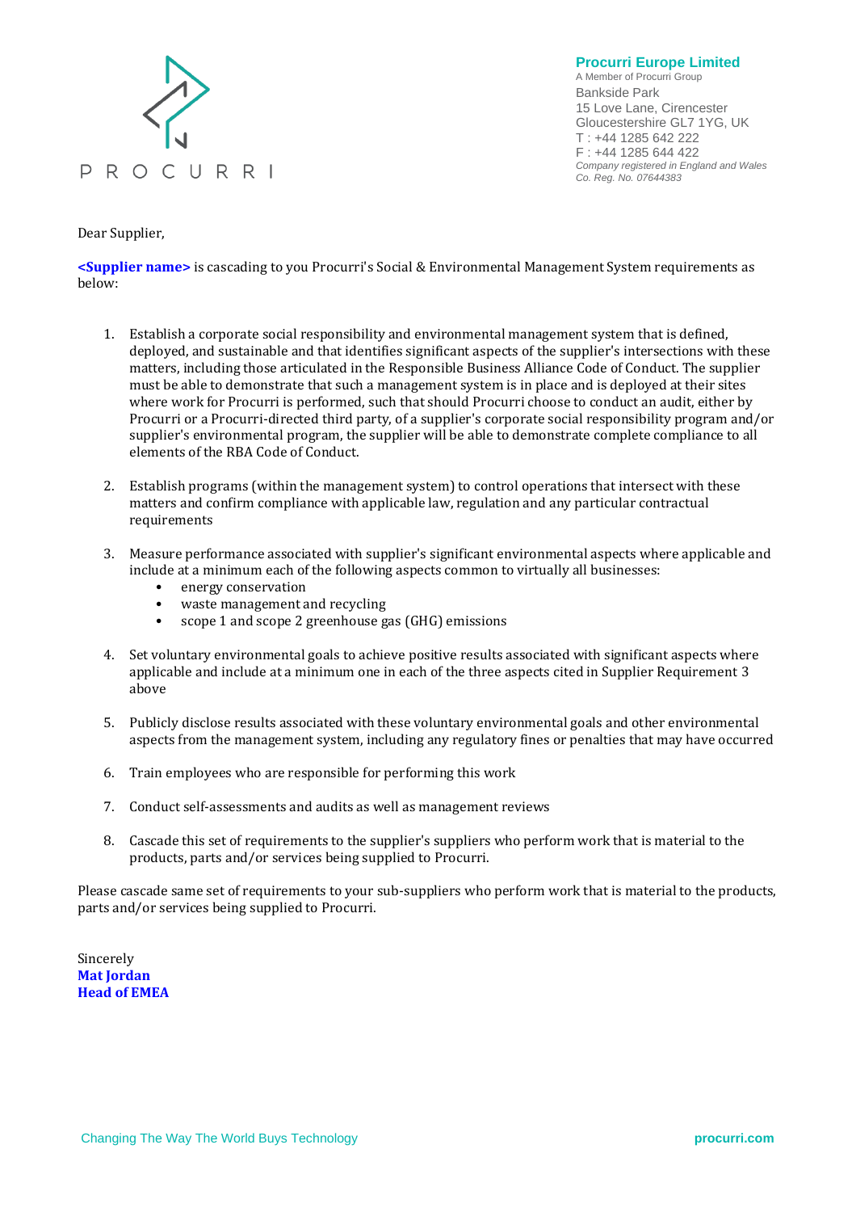**Procurri Europe Limited**
A Member of Procurri Group
Bankside Park
15 Love Lane, Cirencester
Gloucestershire GL7 1YG, UK
T : +44 1285 642 222
F : +44 1285 644 422
*Company registered in England and Wales*
*Co. Reg. No. 07644383*

Dear Supplier,

**<Supplier name>** is cascading to you Procurri's Social & Environmental Management System requirements as below:

1. Establish a corporate social responsibility and environmental management system that is defined, deployed, and sustainable and that identifies significant aspects of the supplier's intersections with these matters, including those articulated in the Responsible Business Alliance Code of Conduct. The supplier must be able to demonstrate that such a management system is in place and is deployed at their sites where work for Procurri is performed, such that should Procurri choose to conduct an audit, either by Procurri or a Procurri-directed third party, of a supplier's corporate social responsibility program and/or supplier's environmental program, the supplier will be able to demonstrate complete compliance to all elements of the RBA Code of Conduct.

2. Establish programs (within the management system) to control operations that intersect with these matters and confirm compliance with applicable law, regulation and any particular contractual requirements

3. Measure performance associated with supplier's significant environmental aspects where applicable and include at a minimum each of the following aspects common to virtually all businesses:
   - energy conservation
   - waste management and recycling
   - scope 1 and scope 2 greenhouse gas (GHG) emissions

4. Set voluntary environmental goals to achieve positive results associated with significant aspects where applicable and include at a minimum one in each of the three aspects cited in Supplier Requirement 3 above

5. Publicly disclose results associated with these voluntary environmental goals and other environmental aspects from the management system, including any regulatory fines or penalties that may have occurred

6. Train employees who are responsible for performing this work

7. Conduct self-assessments and audits as well as management reviews

8. Cascade this set of requirements to the supplier's suppliers who perform work that is material to the products, parts and/or services being supplied to Procurri.

Please cascade same set of requirements to your sub-suppliers who perform work that is material to the products, parts and/or services being supplied to Procurri.

Sincerely
**Mat Jordan**
**Head of EMEA**